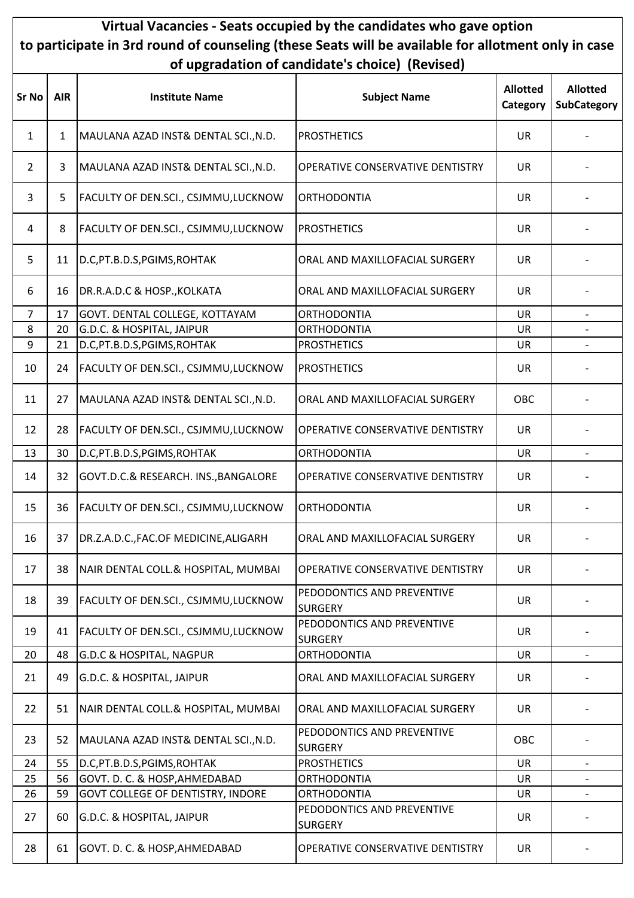# Virtual Vacancies - Seats occupied by the candidates who gave option to participate in 3rd round of counseling (these Seats will be available for allotment only in case of upgradation of candidate's choice) (Revised)

| Sr No | AIR | Institute Name | Subject Name | Allotted Category | Allotted SubCategory |
|---|---|---|---|---|---|
| 1 | 1 | MAULANA AZAD INST& DENTAL SCI.,N.D. | PROSTHETICS | UR | - |
| 2 | 3 | MAULANA AZAD INST& DENTAL SCI.,N.D. | OPERATIVE CONSERVATIVE DENTISTRY | UR | - |
| 3 | 5 | FACULTY OF DEN.SCI., CSJMMU,LUCKNOW | ORTHODONTIA | UR | - |
| 4 | 8 | FACULTY OF DEN.SCI., CSJMMU,LUCKNOW | PROSTHETICS | UR | - |
| 5 | 11 | D.C,PT.B.D.S,PGIMS,ROHTAK | ORAL AND MAXILLOFACIAL SURGERY | UR | - |
| 6 | 16 | DR.R.A.D.C & HOSP.,KOLKATA | ORAL AND MAXILLOFACIAL SURGERY | UR | - |
| 7 | 17 | GOVT. DENTAL COLLEGE, KOTTAYAM | ORTHODONTIA | UR | - |
| 8 | 20 | G.D.C. & HOSPITAL, JAIPUR | ORTHODONTIA | UR | - |
| 9 | 21 | D.C,PT.B.D.S,PGIMS,ROHTAK | PROSTHETICS | UR | - |
| 10 | 24 | FACULTY OF DEN.SCI., CSJMMU,LUCKNOW | PROSTHETICS | UR | - |
| 11 | 27 | MAULANA AZAD INST& DENTAL SCI.,N.D. | ORAL AND MAXILLOFACIAL SURGERY | OBC | - |
| 12 | 28 | FACULTY OF DEN.SCI., CSJMMU,LUCKNOW | OPERATIVE CONSERVATIVE DENTISTRY | UR | - |
| 13 | 30 | D.C,PT.B.D.S,PGIMS,ROHTAK | ORTHODONTIA | UR | - |
| 14 | 32 | GOVT.D.C.& RESEARCH. INS.,BANGALORE | OPERATIVE CONSERVATIVE DENTISTRY | UR | - |
| 15 | 36 | FACULTY OF DEN.SCI., CSJMMU,LUCKNOW | ORTHODONTIA | UR | - |
| 16 | 37 | DR.Z.A.D.C.,FAC.OF MEDICINE,ALIGARH | ORAL AND MAXILLOFACIAL SURGERY | UR | - |
| 17 | 38 | NAIR DENTAL COLL.& HOSPITAL, MUMBAI | OPERATIVE CONSERVATIVE DENTISTRY | UR | - |
| 18 | 39 | FACULTY OF DEN.SCI., CSJMMU,LUCKNOW | PEDODONTICS AND PREVENTIVE SURGERY | UR | - |
| 19 | 41 | FACULTY OF DEN.SCI., CSJMMU,LUCKNOW | PEDODONTICS AND PREVENTIVE SURGERY | UR | - |
| 20 | 48 | G.D.C & HOSPITAL, NAGPUR | ORTHODONTIA | UR | - |
| 21 | 49 | G.D.C. & HOSPITAL, JAIPUR | ORAL AND MAXILLOFACIAL SURGERY | UR | - |
| 22 | 51 | NAIR DENTAL COLL.& HOSPITAL, MUMBAI | ORAL AND MAXILLOFACIAL SURGERY | UR | - |
| 23 | 52 | MAULANA AZAD INST& DENTAL SCI.,N.D. | PEDODONTICS AND PREVENTIVE SURGERY | OBC | - |
| 24 | 55 | D.C,PT.B.D.S,PGIMS,ROHTAK | PROSTHETICS | UR | - |
| 25 | 56 | GOVT. D. C. & HOSP,AHMEDABAD | ORTHODONTIA | UR | - |
| 26 | 59 | GOVT COLLEGE OF DENTISTRY, INDORE | ORTHODONTIA | UR | - |
| 27 | 60 | G.D.C. & HOSPITAL, JAIPUR | PEDODONTICS AND PREVENTIVE SURGERY | UR | - |
| 28 | 61 | GOVT. D. C. & HOSP,AHMEDABAD | OPERATIVE CONSERVATIVE DENTISTRY | UR | - |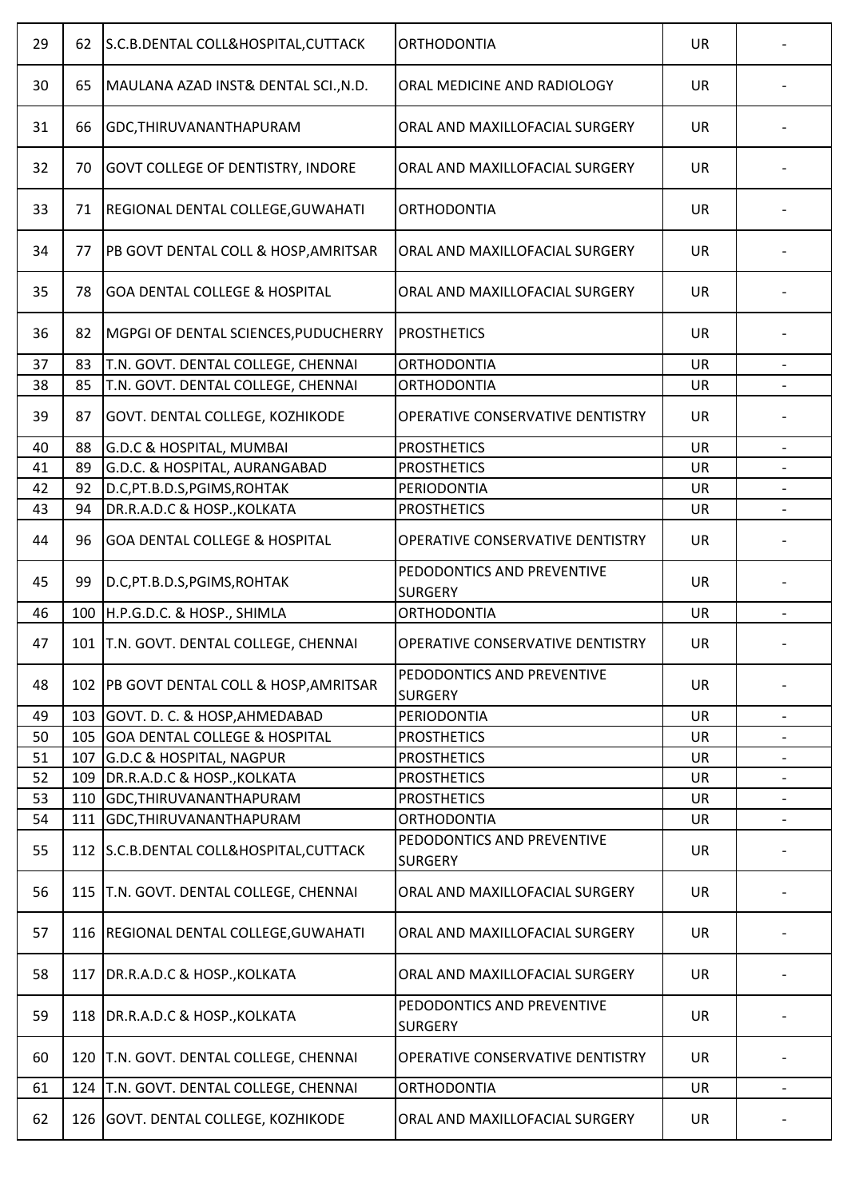| | | | | | |
|---|---|---|---|---|---|
| 29 | 62 | S.C.B.DENTAL COLL&HOSPITAL,CUTTACK | ORTHODONTIA | UR | - |
| 30 | 65 | MAULANA AZAD INST& DENTAL SCI.,N.D. | ORAL MEDICINE AND RADIOLOGY | UR | - |
| 31 | 66 | GDC,THIRUVANANTHAPURAM | ORAL AND MAXILLOFACIAL SURGERY | UR | - |
| 32 | 70 | GOVT COLLEGE OF DENTISTRY, INDORE | ORAL AND MAXILLOFACIAL SURGERY | UR | - |
| 33 | 71 | REGIONAL DENTAL COLLEGE,GUWAHATI | ORTHODONTIA | UR | - |
| 34 | 77 | PB GOVT DENTAL COLL & HOSP,AMRITSAR | ORAL AND MAXILLOFACIAL SURGERY | UR | - |
| 35 | 78 | GOA DENTAL COLLEGE & HOSPITAL | ORAL AND MAXILLOFACIAL SURGERY | UR | - |
| 36 | 82 | MGPGI OF DENTAL SCIENCES,PUDUCHERRY | PROSTHETICS | UR | - |
| 37 | 83 | T.N. GOVT. DENTAL COLLEGE, CHENNAI | ORTHODONTIA | UR | - |
| 38 | 85 | T.N. GOVT. DENTAL COLLEGE, CHENNAI | ORTHODONTIA | UR | - |
| 39 | 87 | GOVT. DENTAL COLLEGE, KOZHIKODE | OPERATIVE CONSERVATIVE DENTISTRY | UR | - |
| 40 | 88 | G.D.C & HOSPITAL, MUMBAI | PROSTHETICS | UR | - |
| 41 | 89 | G.D.C. & HOSPITAL, AURANGABAD | PROSTHETICS | UR | - |
| 42 | 92 | D.C,PT.B.D.S,PGIMS,ROHTAK | PERIODONTIA | UR | - |
| 43 | 94 | DR.R.A.D.C & HOSP.,KOLKATA | PROSTHETICS | UR | - |
| 44 | 96 | GOA DENTAL COLLEGE & HOSPITAL | OPERATIVE CONSERVATIVE DENTISTRY | UR | - |
| 45 | 99 | D.C,PT.B.D.S,PGIMS,ROHTAK | PEDODONTICS AND PREVENTIVE SURGERY | UR | - |
| 46 | 100 | H.P.G.D.C. & HOSP., SHIMLA | ORTHODONTIA | UR | - |
| 47 | 101 | T.N. GOVT. DENTAL COLLEGE, CHENNAI | OPERATIVE CONSERVATIVE DENTISTRY | UR | - |
| 48 | 102 | PB GOVT DENTAL COLL & HOSP,AMRITSAR | PEDODONTICS AND PREVENTIVE SURGERY | UR | - |
| 49 | 103 | GOVT. D. C. & HOSP,AHMEDABAD | PERIODONTIA | UR | - |
| 50 | 105 | GOA DENTAL COLLEGE & HOSPITAL | PROSTHETICS | UR | - |
| 51 | 107 | G.D.C & HOSPITAL, NAGPUR | PROSTHETICS | UR | - |
| 52 | 109 | DR.R.A.D.C & HOSP.,KOLKATA | PROSTHETICS | UR | - |
| 53 | 110 | GDC,THIRUVANANTHAPURAM | PROSTHETICS | UR | - |
| 54 | 111 | GDC,THIRUVANANTHAPURAM | ORTHODONTIA | UR | - |
| 55 | 112 | S.C.B.DENTAL COLL&HOSPITAL,CUTTACK | PEDODONTICS AND PREVENTIVE SURGERY | UR | - |
| 56 | 115 | T.N. GOVT. DENTAL COLLEGE, CHENNAI | ORAL AND MAXILLOFACIAL SURGERY | UR | - |
| 57 | 116 | REGIONAL DENTAL COLLEGE,GUWAHATI | ORAL AND MAXILLOFACIAL SURGERY | UR | - |
| 58 | 117 | DR.R.A.D.C & HOSP.,KOLKATA | ORAL AND MAXILLOFACIAL SURGERY | UR | - |
| 59 | 118 | DR.R.A.D.C & HOSP.,KOLKATA | PEDODONTICS AND PREVENTIVE SURGERY | UR | - |
| 60 | 120 | T.N. GOVT. DENTAL COLLEGE, CHENNAI | OPERATIVE CONSERVATIVE DENTISTRY | UR | - |
| 61 | 124 | T.N. GOVT. DENTAL COLLEGE, CHENNAI | ORTHODONTIA | UR | - |
| 62 | 126 | GOVT. DENTAL COLLEGE, KOZHIKODE | ORAL AND MAXILLOFACIAL SURGERY | UR | - |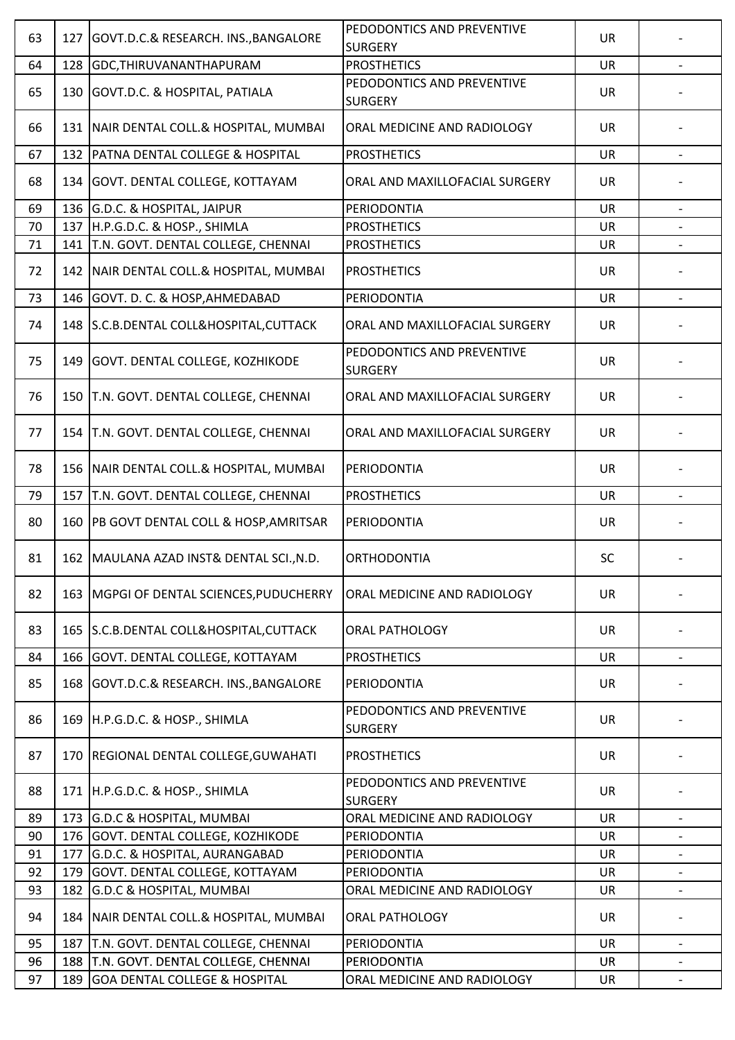| | | | | | |
|---|---|---|---|---|---|
| 63 | 127 | GOVT.D.C.& RESEARCH. INS.,BANGALORE | PEDODONTICS AND PREVENTIVE SURGERY | UR | - |
| 64 | 128 | GDC,THIRUVANANTHAPURAM | PROSTHETICS | UR | - |
| 65 | 130 | GOVT.D.C. & HOSPITAL, PATIALA | PEDODONTICS AND PREVENTIVE SURGERY | UR | - |
| 66 | 131 | NAIR DENTAL COLL.& HOSPITAL, MUMBAI | ORAL MEDICINE AND RADIOLOGY | UR | - |
| 67 | 132 | PATNA DENTAL COLLEGE & HOSPITAL | PROSTHETICS | UR | - |
| 68 | 134 | GOVT. DENTAL COLLEGE, KOTTAYAM | ORAL AND MAXILLOFACIAL SURGERY | UR | - |
| 69 | 136 | G.D.C. & HOSPITAL, JAIPUR | PERIODONTIA | UR | - |
| 70 | 137 | H.P.G.D.C. & HOSP., SHIMLA | PROSTHETICS | UR | - |
| 71 | 141 | T.N. GOVT. DENTAL COLLEGE, CHENNAI | PROSTHETICS | UR | - |
| 72 | 142 | NAIR DENTAL COLL.& HOSPITAL, MUMBAI | PROSTHETICS | UR | - |
| 73 | 146 | GOVT. D. C. & HOSP,AHMEDABAD | PERIODONTIA | UR | - |
| 74 | 148 | S.C.B.DENTAL COLL&HOSPITAL,CUTTACK | ORAL AND MAXILLOFACIAL SURGERY | UR | - |
| 75 | 149 | GOVT. DENTAL COLLEGE, KOZHIKODE | PEDODONTICS AND PREVENTIVE SURGERY | UR | - |
| 76 | 150 | T.N. GOVT. DENTAL COLLEGE, CHENNAI | ORAL AND MAXILLOFACIAL SURGERY | UR | - |
| 77 | 154 | T.N. GOVT. DENTAL COLLEGE, CHENNAI | ORAL AND MAXILLOFACIAL SURGERY | UR | - |
| 78 | 156 | NAIR DENTAL COLL.& HOSPITAL, MUMBAI | PERIODONTIA | UR | - |
| 79 | 157 | T.N. GOVT. DENTAL COLLEGE, CHENNAI | PROSTHETICS | UR | - |
| 80 | 160 | PB GOVT DENTAL COLL & HOSP,AMRITSAR | PERIODONTIA | UR | - |
| 81 | 162 | MAULANA AZAD INST& DENTAL SCI.,N.D. | ORTHODONTIA | SC | - |
| 82 | 163 | MGPGI OF DENTAL SCIENCES,PUDUCHERRY | ORAL MEDICINE AND RADIOLOGY | UR | - |
| 83 | 165 | S.C.B.DENTAL COLL&HOSPITAL,CUTTACK | ORAL PATHOLOGY | UR | - |
| 84 | 166 | GOVT. DENTAL COLLEGE, KOTTAYAM | PROSTHETICS | UR | - |
| 85 | 168 | GOVT.D.C.& RESEARCH. INS.,BANGALORE | PERIODONTIA | UR | - |
| 86 | 169 | H.P.G.D.C. & HOSP., SHIMLA | PEDODONTICS AND PREVENTIVE SURGERY | UR | - |
| 87 | 170 | REGIONAL DENTAL COLLEGE,GUWAHATI | PROSTHETICS | UR | - |
| 88 | 171 | H.P.G.D.C. & HOSP., SHIMLA | PEDODONTICS AND PREVENTIVE SURGERY | UR | - |
| 89 | 173 | G.D.C & HOSPITAL, MUMBAI | ORAL MEDICINE AND RADIOLOGY | UR | - |
| 90 | 176 | GOVT. DENTAL COLLEGE, KOZHIKODE | PERIODONTIA | UR | - |
| 91 | 177 | G.D.C. & HOSPITAL, AURANGABAD | PERIODONTIA | UR | - |
| 92 | 179 | GOVT. DENTAL COLLEGE, KOTTAYAM | PERIODONTIA | UR | - |
| 93 | 182 | G.D.C & HOSPITAL, MUMBAI | ORAL MEDICINE AND RADIOLOGY | UR | - |
| 94 | 184 | NAIR DENTAL COLL.& HOSPITAL, MUMBAI | ORAL PATHOLOGY | UR | - |
| 95 | 187 | T.N. GOVT. DENTAL COLLEGE, CHENNAI | PERIODONTIA | UR | - |
| 96 | 188 | T.N. GOVT. DENTAL COLLEGE, CHENNAI | PERIODONTIA | UR | - |
| 97 | 189 | GOA DENTAL COLLEGE & HOSPITAL | ORAL MEDICINE AND RADIOLOGY | UR | - |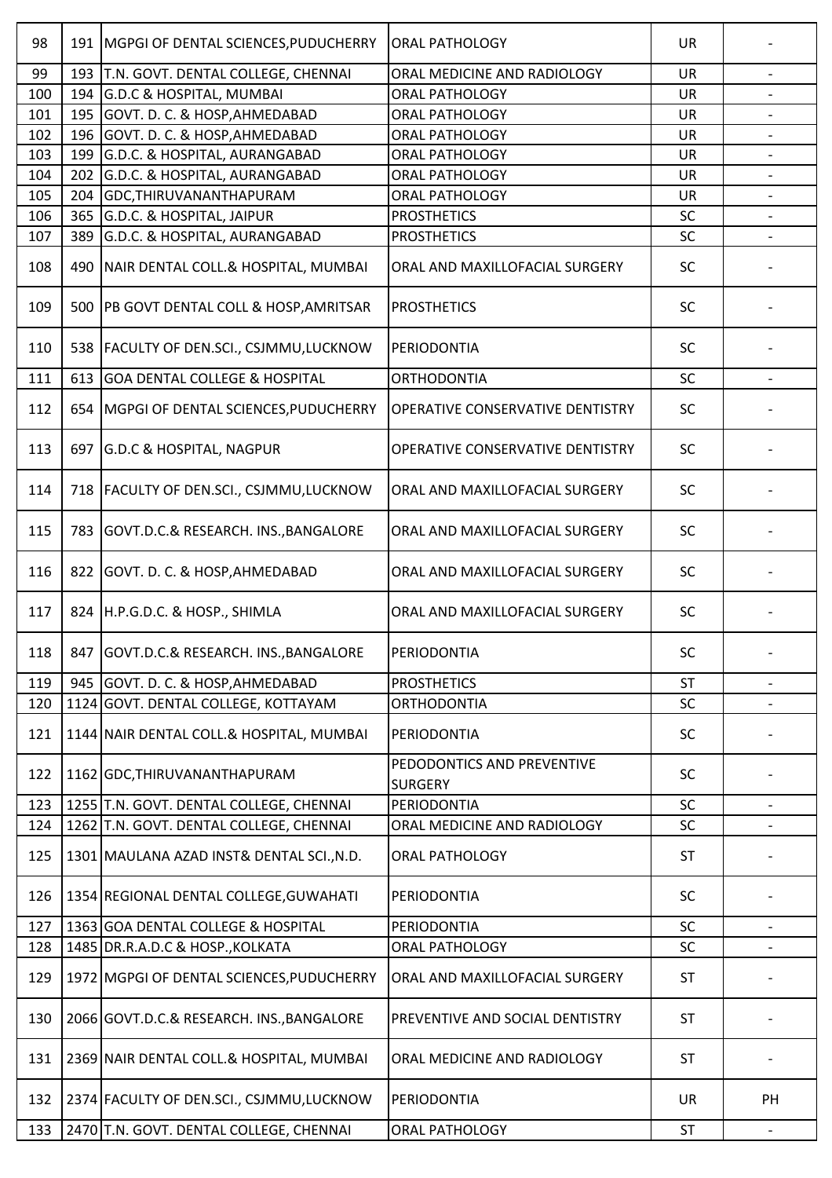| | | | | | |
|---|---|---|---|---|---|
| 98 | 191 | MGPGI OF DENTAL SCIENCES,PUDUCHERRY | ORAL PATHOLOGY | UR | - |
| 99 | 193 | T.N. GOVT. DENTAL COLLEGE, CHENNAI | ORAL MEDICINE AND RADIOLOGY | UR | - |
| 100 | 194 | G.D.C & HOSPITAL, MUMBAI | ORAL PATHOLOGY | UR | - |
| 101 | 195 | GOVT. D. C. & HOSP,AHMEDABAD | ORAL PATHOLOGY | UR | - |
| 102 | 196 | GOVT. D. C. & HOSP,AHMEDABAD | ORAL PATHOLOGY | UR | - |
| 103 | 199 | G.D.C. & HOSPITAL, AURANGABAD | ORAL PATHOLOGY | UR | - |
| 104 | 202 | G.D.C. & HOSPITAL, AURANGABAD | ORAL PATHOLOGY | UR | - |
| 105 | 204 | GDC,THIRUVANANTHAPURAM | ORAL PATHOLOGY | UR | - |
| 106 | 365 | G.D.C. & HOSPITAL, JAIPUR | PROSTHETICS | SC | - |
| 107 | 389 | G.D.C. & HOSPITAL, AURANGABAD | PROSTHETICS | SC | - |
| 108 | 490 | NAIR DENTAL COLL.& HOSPITAL, MUMBAI | ORAL AND MAXILLOFACIAL SURGERY | SC | - |
| 109 | 500 | PB GOVT DENTAL COLL & HOSP,AMRITSAR | PROSTHETICS | SC | - |
| 110 | 538 | FACULTY OF DEN.SCI., CSJMMU,LUCKNOW | PERIODONTIA | SC | - |
| 111 | 613 | GOA DENTAL COLLEGE & HOSPITAL | ORTHODONTIA | SC | - |
| 112 | 654 | MGPGI OF DENTAL SCIENCES,PUDUCHERRY | OPERATIVE CONSERVATIVE DENTISTRY | SC | - |
| 113 | 697 | G.D.C & HOSPITAL, NAGPUR | OPERATIVE CONSERVATIVE DENTISTRY | SC | - |
| 114 | 718 | FACULTY OF DEN.SCI., CSJMMU,LUCKNOW | ORAL AND MAXILLOFACIAL SURGERY | SC | - |
| 115 | 783 | GOVT.D.C.& RESEARCH. INS.,BANGALORE | ORAL AND MAXILLOFACIAL SURGERY | SC | - |
| 116 | 822 | GOVT. D. C. & HOSP,AHMEDABAD | ORAL AND MAXILLOFACIAL SURGERY | SC | - |
| 117 | 824 | H.P.G.D.C. & HOSP., SHIMLA | ORAL AND MAXILLOFACIAL SURGERY | SC | - |
| 118 | 847 | GOVT.D.C.& RESEARCH. INS.,BANGALORE | PERIODONTIA | SC | - |
| 119 | 945 | GOVT. D. C. & HOSP,AHMEDABAD | PROSTHETICS | ST | - |
| 120 | 1124 | GOVT. DENTAL COLLEGE, KOTTAYAM | ORTHODONTIA | SC | - |
| 121 | 1144 | NAIR DENTAL COLL.& HOSPITAL, MUMBAI | PERIODONTIA | SC | - |
| 122 | 1162 | GDC,THIRUVANANTHAPURAM | PEDODONTICS AND PREVENTIVE SURGERY | SC | - |
| 123 | 1255 | T.N. GOVT. DENTAL COLLEGE, CHENNAI | PERIODONTIA | SC | - |
| 124 | 1262 | T.N. GOVT. DENTAL COLLEGE, CHENNAI | ORAL MEDICINE AND RADIOLOGY | SC | - |
| 125 | 1301 | MAULANA AZAD INST& DENTAL SCI.,N.D. | ORAL PATHOLOGY | ST | - |
| 126 | 1354 | REGIONAL DENTAL COLLEGE,GUWAHATI | PERIODONTIA | SC | - |
| 127 | 1363 | GOA DENTAL COLLEGE & HOSPITAL | PERIODONTIA | SC | - |
| 128 | 1485 | DR.R.A.D.C & HOSP.,KOLKATA | ORAL PATHOLOGY | SC | - |
| 129 | 1972 | MGPGI OF DENTAL SCIENCES,PUDUCHERRY | ORAL AND MAXILLOFACIAL SURGERY | ST | - |
| 130 | 2066 | GOVT.D.C.& RESEARCH. INS.,BANGALORE | PREVENTIVE AND SOCIAL DENTISTRY | ST | - |
| 131 | 2369 | NAIR DENTAL COLL.& HOSPITAL, MUMBAI | ORAL MEDICINE AND RADIOLOGY | ST | - |
| 132 | 2374 | FACULTY OF DEN.SCI., CSJMMU,LUCKNOW | PERIODONTIA | UR | PH |
| 133 | 2470 | T.N. GOVT. DENTAL COLLEGE, CHENNAI | ORAL PATHOLOGY | ST | - |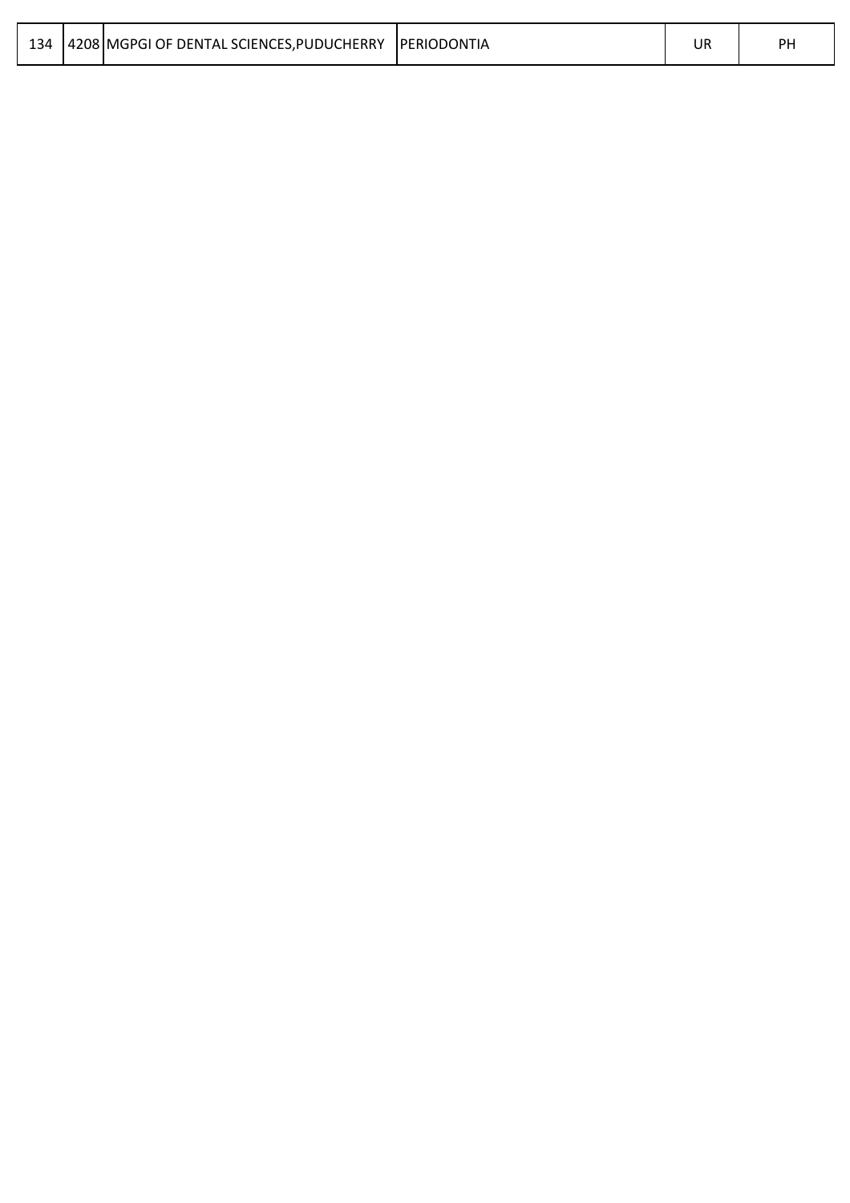| | | | | | |
|---|---|---|---|---|---|
| 134 | 4208 | MGPGI OF DENTAL SCIENCES,PUDUCHERRY | PERIODONTIA | UR | PH |